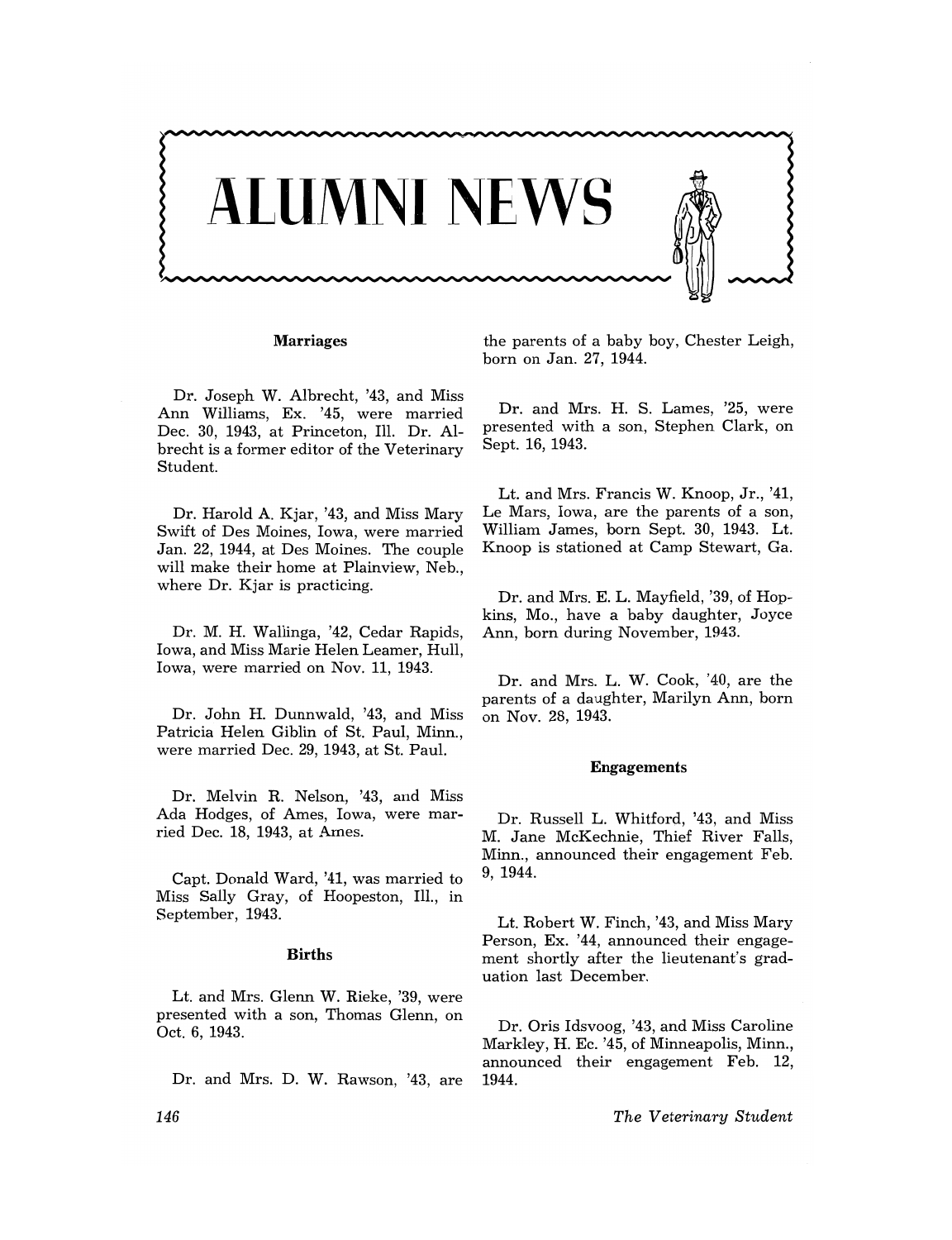# ALUMNI NEWS

## Marriages

Dr. Joseph W. Albrecht, '43, and Miss Ann Williams, Ex. '45, were married Dec. 30, 1943, at Princeton, Ill. Dr. Albrecht is a former editor of the Veterinary Student.

Dr. Harold A. Kjar, '43, and Miss Mary Swift of Des Moines, Iowa, were married Jan. 22, 1944, at Des Moines. The couple will make their home at Plainview, Neb., where Dr. Kjar is practicing.

Dr. M. H. Wallinga, '42, Cedar Rapids, Iowa, and Miss Marie Helen Leamer, Hull, Iowa, were married on Nov. 11, 1943.

Dr. John H. Dunnwald, '43, and Miss Patricia Helen Giblin of St. Paul, Minn., were married Dec. 29, 1943, at St. Paul.

Dr. Melvin R. Nelson, '43, and Miss Ada Hodges, of Ames, Iowa, were married Dec. 18, 1943, at Ames.

Capt. Donald Ward, '41, was married to Miss Sally Gray, of Hoopeston, Ill., in September, 1943.

## Births

Lt. and Mrs. Glenn W. Rieke, '39, were presented with a son, Thomas Glenn, on Oct. 6, 1943.

Dr. and Mrs. D. W. Rawson, '43, are the parents of a baby boy, Chester Leigh, born on Jan. 27, 1944.

Dr. and Mrs. H. S. Lames, '25, were presented with a son, Stephen Clark, on Sept. 16, 1943.

Lt. and Mrs. Francis W. Knoop, Jr., '41, Le Mars, Iowa, are the parents of a son, William James, born Sept. 30, 1943. Lt. Knoop is stationed at Camp Stewart, Ga.

Dr. and Mrs. E. L. Mayfield, '39, of Hopkins, Mo., have a baby daughter, Joyce Ann, born during November, 1943.

Dr. and Mrs. L. W. Cook, '40, are the parents of a daughter, Marilyn Ann, born on Nov. 28, 1943.

## Engagements

Dr. Russell L. Whitford, '43, and Miss M. Jane McKechnie, Thief River Falls, Minn., announced their engagement Feb. 9, 1944.

Lt. Robert W. Finch, '43, and Miss Mary Person, Ex. '44, announced their engagement shortly after the lieutenant's graduation last December.

Dr. Oris Idsvoog, '43, and Miss Caroline Markley, H. Ec. '45, of Minneapolis, Minn., announced their engagement Feb. 12, 1944.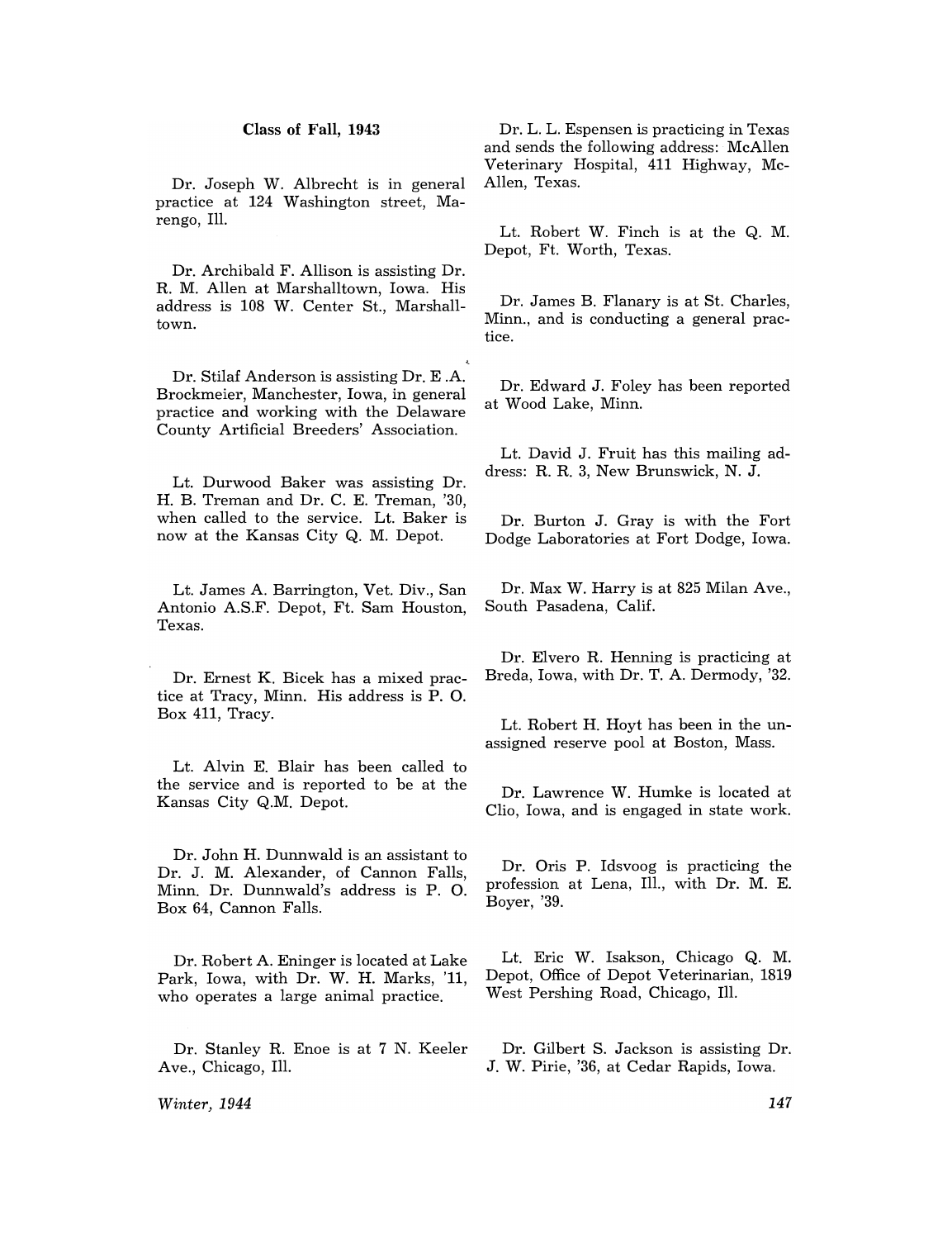### Class of Fall, 1943

Dr. Joseph W. Albrecht is in general practice at 124 Washington street, Marengo, Ill.

Dr. Archibald F. Allison is assisting Dr. R. M. Allen at Marshalltown, Iowa. His address is 108 W. Center St., Marshalltown.

Dr. Stilaf Anderson is assisting Dr. E .A. Brockmeier, Manchester, Iowa, in general practice and working with the Delaware County Artificial Breeders' Association.

Lt. Durwood Baker was assisting Dr. H. B. Treman and Dr. C. E. Treman, '30, when called to the service. Lt. Baker is now at the Kansas City Q. M. Depot.

Lt. James A. Barrington, Vet. Div., San Antonio A.S.F. Depot, Ft. Sam Houston, Texas.

Dr. Ernest K. Bicek has a mixed practice at Tracy, Minn. His address is P. O. Box 411, Tracy.

Lt. Alvin E. Blair has been called to the service and is reported to be at the Kansas City Q.M. Depot.

Dr. John H. Dunnwald is an assistant to Dr. J. M. Alexander, of Cannon Falls, Minn. Dr. Dunnwald's address is P. O. Box 64, Cannon Falls.

Dr. Robert A. Eninger is located at Lake Park, Iowa, with Dr. W. H. Marks, '11, who operates a large animal practice.

Dr. Stanley R. Enoe is at 7 N. Keeler Ave., Chicago, Ill.

Dr. L. L. Espensen is practicing in Texas and sends the following address: McAllen Veterinary Hospital, 411 Highway, McAllen, Texas.

Lt. Robert W. Finch is at the Q. M. Depot, Ft. Worth, Texas.

Dr. James B. Flanary is at St. Charles, Minn., and is conducting a general practice.

Dr. Edward J. Foley has been reported at Wood Lake, Minn.

Lt. David J. Fruit has this mailing address: R. R. 3, New Brunswick, N. J.

Dr. Burton J. Gray is with the Fort Dodge Laboratories at Fort Dodge, Iowa.

Dr. Max W. Harry is at 825 Milan Ave., South Pasadena, Calif.

Dr. Elvero R. Henning is practicing at Breda, Iowa, with Dr. T. A. Dermody, '32.

Lt. Robert H. Hoyt has been in the unassigned reserve pool at Boston, Mass.

Dr. Lawrence W. Humke is located at Clio, Iowa, and is engaged in state work.

Dr. Oris P. Idsvoog is practicing the profession at Lena, Ill., with Dr. M. E. Boyer, '39.

Lt. Eric W. Isakson, Chicago Q. M. Depot, Office of Depot Veterinarian, 1819 West Pershing Road, Chicago, Ill.

Dr. Gilbert S. Jackson is assisting Dr. J. W. Pirie, '36, at Cedar Rapids, Iowa.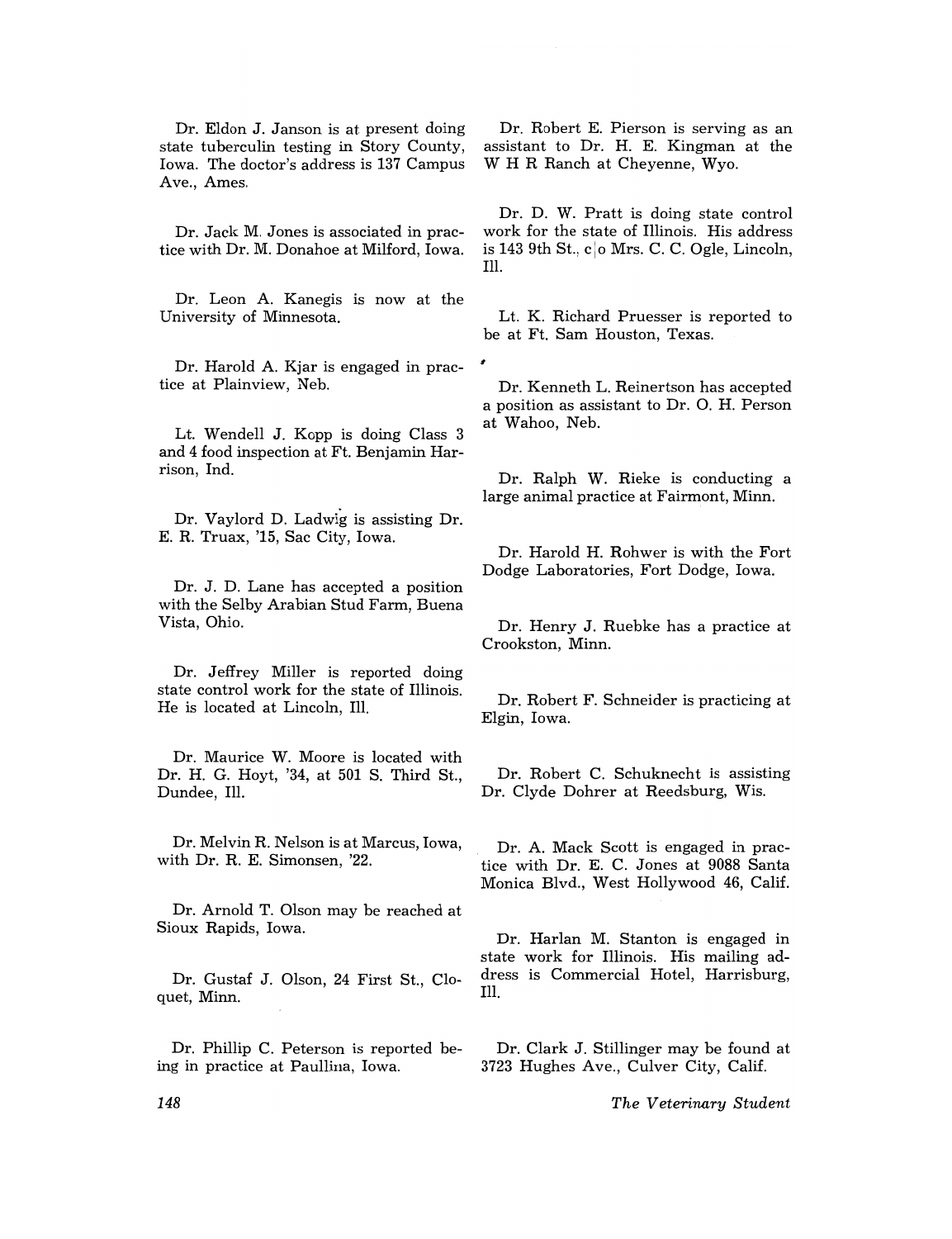Dr. Eldon J. Janson is at present doing state tuberculin testing in Story County, Iowa. The doctor's address is 137 Campus Ave., Ames.

Dr. Jack M. Jones is associated in practice with Dr. M. Donahoe at Milford, Iowa.

Dr. Leon A. Kanegis is now at the University of Minnesota.

Dr. Harold A. Kjar is engaged in practice at Plainview, Neb.

Lt. Wendell J. Kopp is doing Class 3 and 4 food inspection at Ft. Benjamin Harrison, Ind.

Dr. Vaylord D. Ladwig is assisting Dr. E. R. Truax, '15, Sac City, Iowa.

Dr. J. D. Lane has accepted a position with the Selby Arabian Stud Farm, Buena Vista, Ohio.

Dr. Jeffrey Miller is reported doing state control work for the state of Illinois. He is located at Lincoln, Ill.

Dr. Maurice W. Moore is located with Dr. H. G. Hoyt, '34, at 501 S. Third St., Dundee, Ill.

Dr. Melvin R. Nelson is at Marcus, Iowa, with Dr. R. E. Simonsen, '22.

Dr. Arnold T. Olson may be reached at Sioux Rapids, Iowa.

Dr. Gustaf J. Olson, 24 First St., Cloquet, Minn.

Dr. Phillip C. Peterson is reported being in practice at Paullina, Iowa.

Dr. Robert E. Pierson is serving as an assistant to Dr. H. E. Kingman at the W H R Ranch at Cheyenne, Wyo.

Dr. D. W. Pratt is doing state control work for the state of Illinois. His address is 143 9th St., c|o Mrs. C. C. Ogle, Lincoln, Ill.

Lt. K. Richard Pruesser is reported to be at Ft. Sam Houston, Texas.

Dr. Kenneth L. Reinertson has accepted a position as assistant to Dr. O. H. Person at Wahoo, Neb.

Dr. Ralph W. Rieke is conducting a large animal practice at Fairmont, Minn.

Dr. Harold H. Rohwer is with the Fort Dodge Laboratories, Fort Dodge, Iowa.

Dr. Henry J. Ruebke has a practice at Crookston, Minn.

Dr. Robert F. Schneider is practicing at Elgin, Iowa.

Dr. Robert C. Schuknecht is assisting Dr. Clyde Dohrer at Reedsburg, Wis.

Dr. A. Mack Scott is engaged in practice with Dr. E. C. Jones at 9088 Santa Monica Blvd., West Hollywood 46, Calif.

Dr. Harlan M. Stanton is engaged in state work for Illinois. His mailing address is Commercial Hotel, Harrisburg, Ill.

Dr. Clark J. Stillinger may be found at 3723 Hughes Ave., Culver City, Calif.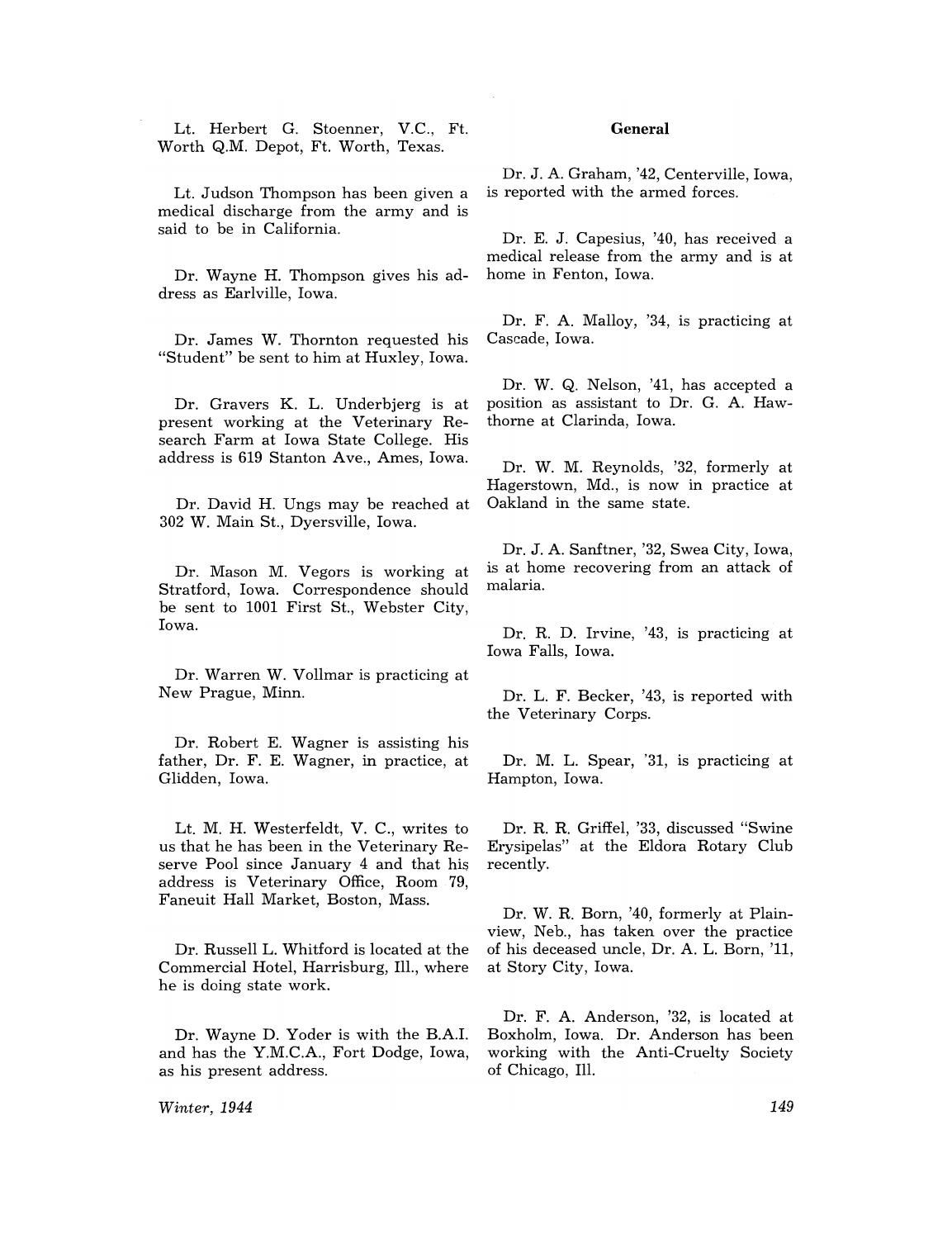Lt. Herbert G. Stoenner, V.C., Ft. Worth Q.M. Depot, Ft. Worth, Texas.

Lt. Judson Thompson has been given a medical discharge from the army and is said to be in California.

Dr. Wayne H. Thompson gives his address as Earlville, Iowa.

Dr. James W. Thornton requested his "Student" be sent to him at Huxley, Iowa.

Dr. Gravers K. L. Underbjerg is at present working at the Veterinary Research Farm at Iowa State College. His address is 619 Stanton Ave., Ames, Iowa.

Dr. David H. Ungs may be reached at 302 W. Main St., Dyersville, Iowa.

Dr. Mason M. Vegors is working at Stratford, Iowa. Correspondence should be sent to 1001 First St., Webster City, Iowa.

Dr. Warren W. Vollmar is practicing at New Prague, Minn.

Dr. Robert E. Wagner is assisting his father, Dr. F. E. Wagner, in practice, at Glidden, Iowa.

Lt. M. H. Westerfeldt, V. C., writes to us that he has been in the Veterinary Reserve Pool since January 4 and that his address is Veterinary Office, Room 79, Faneuit Hall Market, Boston, Mass.

Dr. Russell L. Whitford is located at the Commercial Hotel, Harrisburg, Ill., where he is doing state work.

Dr. Wayne D. Yoder is with the B.A.I. and has the Y.M.C.A., Fort Dodge, Iowa, as his present address.

## General

Dr. J. A. Graham, '42, Centerville, Iowa, is reported with the armed forces.

Dr. E. J. Capesius, '40, has received a medical release from the army and is at home in Fenton, Iowa.

Dr. F. A. Malloy, '34, is practicing at Cascade, Iowa.

Dr. W. Q. Nelson, '41, has accepted a position as assistant to Dr. G. A. Hawthorne at Clarinda, Iowa.

Dr. W. M. Reynolds, '32, formerly at Hagerstown, Md., is now in practice at Oakland in the same state.

Dr. J. A. Sanftner, '32, Swea City, Iowa, is at home recovering from an attack of malaria.

Dr. R. D. Irvine, '43, is practicing at Iowa Falls, Iowa.

Dr. L. F. Becker, '43, is reported with the Veterinary Corps.

Dr. M. L. Spear, '31, is practicing at Hampton, Iowa.

Dr. R. R. Griffel, '33, discussed "Swine Erysipelas" at the Eldora Rotary Club recently.

Dr. W. R. Born, '40, formerly at Plainview, Neb., has taken over the practice of his deceased uncle, Dr. A. L. Born, '11, at Story City, Iowa.

Dr. F. A. Anderson, '32, is located at Boxholm, Iowa. Dr. Anderson has been working with the Anti-Cruelty Society of Chicago, Ill.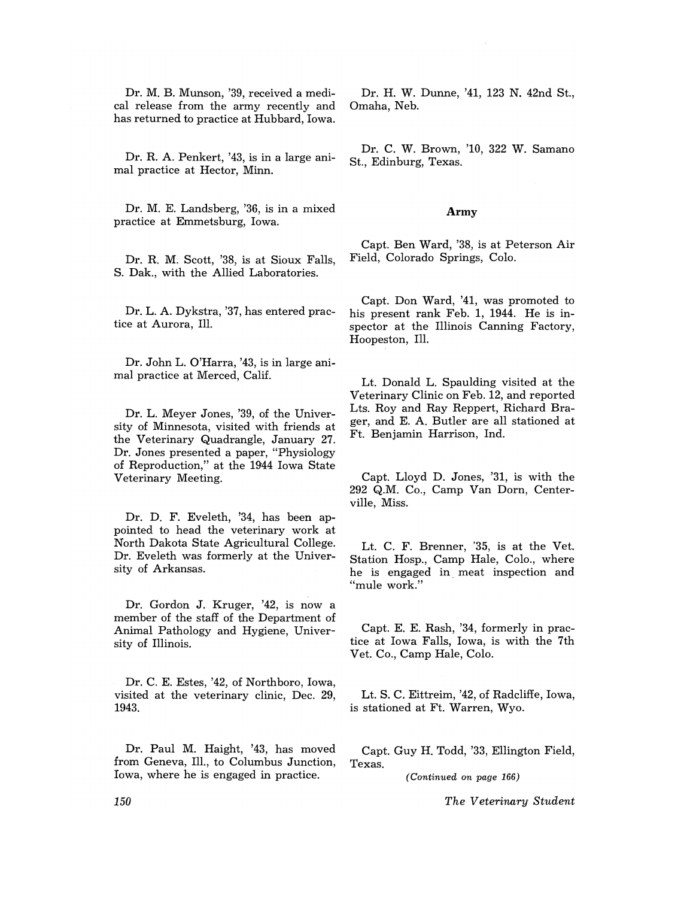Dr. M. B. Munson, '39, received a medical release from the army recently and has returned to practice at Hubbard, Iowa.

Dr. R. A. Penkert, '43, is in a large animal practice at Hector, Minn.

Dr. M. E. Landsberg, '36, is in a mixed practice at Emmetsburg, Iowa.

Dr. R. M. Scott, '38, is at Sioux Falls, S. Dak., with the Allied Laboratories.

Dr. L. A. Dykstra, '37, has entered practice at Aurora, Ill.

Dr. John L. O'Harra, '43, is in large animal practice at Merced, Calif.

Dr. L. Meyer Jones, '39, of the University of Minnesota, visited with friends at the Veterinary Quadrangle, January 27. Dr. Jones presented a paper, "Physiology of Reproduction," at the 1944 Iowa State Veterinary Meeting.

Dr. D. F. Eveleth, '34, has been appointed to head the veterinary work at North Dakota State Agricultural College. Dr. Eveleth was formerly at the University of Arkansas.

Dr. Gordon J. Kruger, '42, is now a member of the staff of the Department of Animal Pathology and Hygiene, University of Illinois.

Dr. C. E. Estes, '42, of Northboro, Iowa, visited at the veterinary clinic, Dec. 29, 1943.

Dr. Paul M. Haight, '43, has moved from Geneva, Ill., to Columbus Junction, Iowa, where he is engaged in practice.

Dr. H. W. Dunne, '41, 123 N. 42nd St., Omaha, Neb.

Dr. C. W. Brown, '10, 322 W. Samano St., Edinburg, Texas.

**Army**

Capt. Ben Ward, '38, is at Peterson Air Field, Colorado Springs, Colo.

Capt. Don Ward, '41, was promoted to his present rank Feb. 1, 1944. He is inspector at the Illinois Canning Factory, Hoopeston, Ill.

Lt. Donald L. Spaulding visited at the Veterinary Clinic on Feb. 12, and reported Lts. Roy and Ray Reppert, Richard Brager, and E. A. Butler are all stationed at Ft. Benjamin Harrison, Ind.

Capt. Lloyd D. Jones, '31, is with the 292 Q.M. Co., Camp Van Dorn, Centerville, Miss.

Lt. C. F. Brenner, '35, is at the Vet. Station Hosp., Camp Hale, Colo., where he is engaged in meat inspection and "mule work."

Capt. E. E. Rash, '34, formerly in practice at Iowa Falls, Iowa, is with the 7th Vet. Co., Camp Hale, Colo.

Lt. S. C. Eittreim, '42, of Radcliffe, Iowa, is stationed at Ft. Warren, Wyo.

Capt. Guy H. Todd, '33, Ellington Field, Texas.

*(Continued on page 166)*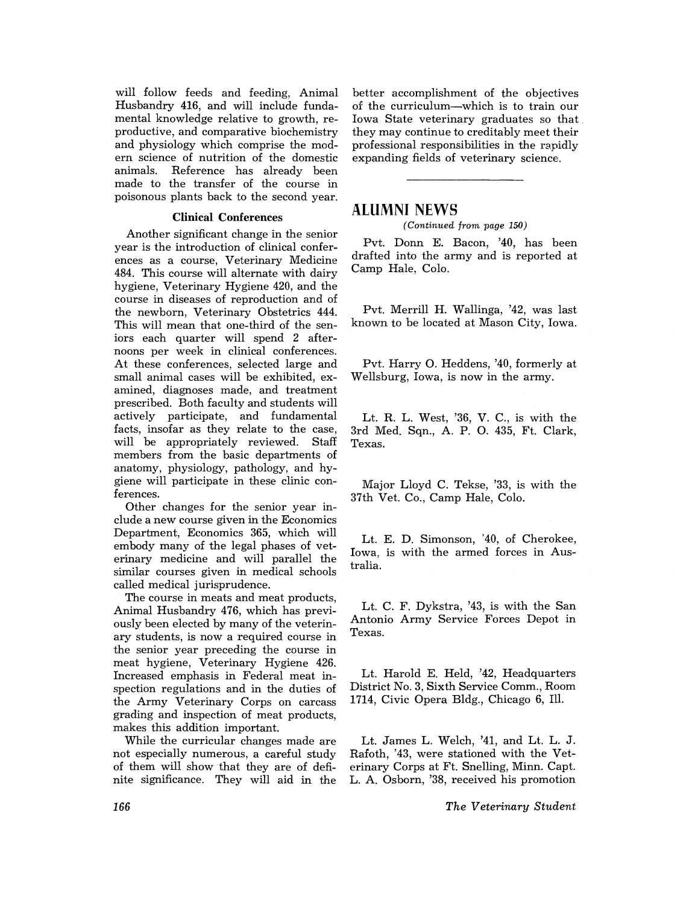will follow feeds and feeding, Animal Husbandry 416, and will include fundamental knowledge relative to growth, reproductive, and comparative biochemistry and physiology which comprise the modern science of nutrition of the domestic animals. Reference has already been made to the transfer of the course in poisonous plants back to the second year.

### Clinical Conferences

Another significant change in the senior year is the introduction of clinical conferences as a course, Veterinary Medicine 484. This course will alternate with dairy hygiene, Veterinary Hygiene 420, and the course in diseases of reproduction and of the newborn, Veterinary Obstetrics 444. This will mean that one-third of the seniors each quarter will spend 2 afternoons per week in clinical conferences. At these conferences, selected large and small animal cases will be exhibited, examined, diagnoses made, and treatment prescribed. Both faculty and students will actively participate, and fundamental facts, insofar as they relate to the case, will be appropriately reviewed. Staff members from the basic departments of anatomy, physiology, pathology, and hygiene will participate in these clinic conferences.

Other changes for the senior year include a new course given in the Economics Department, Economics 365, which will embody many of the legal phases of veterinary medicine and will parallel the similar courses given in medical schools called medical jurisprudence.

The course in meats and meat products, Animal Husbandry 476, which has previously been elected by many of the veterinary students, is now a required course in the senior year preceding the course in meat hygiene, Veterinary Hygiene 426. Increased emphasis in Federal meat inspection regulations and in the duties of the Army Veterinary Corps on carcass grading and inspection of meat products, makes this addition important.

While the curricular changes made are not especially numerous, a careful study of them will show that they are of definite significance. They will aid in the better accomplishment of the objectives of the curriculum—which is to train our Iowa State veterinary graduates so that they may continue to creditably meet their professional responsibilities in the rapidly expanding fields of veterinary science.

---

## ALUMNI NEWS

*(Continued from page 150)*

Pvt. Donn E. Bacon, '40, has been drafted into the army and is reported at Camp Hale, Colo.

Pvt. Merrill H. Wallinga, '42, was last known to be located at Mason City, Iowa.

Pvt. Harry O. Heddens, '40, formerly at Wellsburg, Iowa, is now in the army.

Lt. R. L. West, '36, V. C., is with the 3rd Med. Sqn., A. P. O. 435, Ft. Clark, Texas.

Major Lloyd C. Tekse, '33, is with the 37th Vet. Co., Camp Hale, Colo.

Lt. E. D. Simonson, '40, of Cherokee, Iowa, is with the armed forces in Australia.

Lt. C. F. Dykstra, '43, is with the San Antonio Army Service Forces Depot in Texas.

Lt. Harold E. Held, '42, Headquarters District No. 3, Sixth Service Comm., Room 1714, Civic Opera Bldg., Chicago 6, Ill.

Lt. James L. Welch, '41, and Lt. L. J. Rafoth, '43, were stationed with the Veterinary Corps at Ft. Snelling, Minn. Capt. L. A. Osborn, '38, received his promotion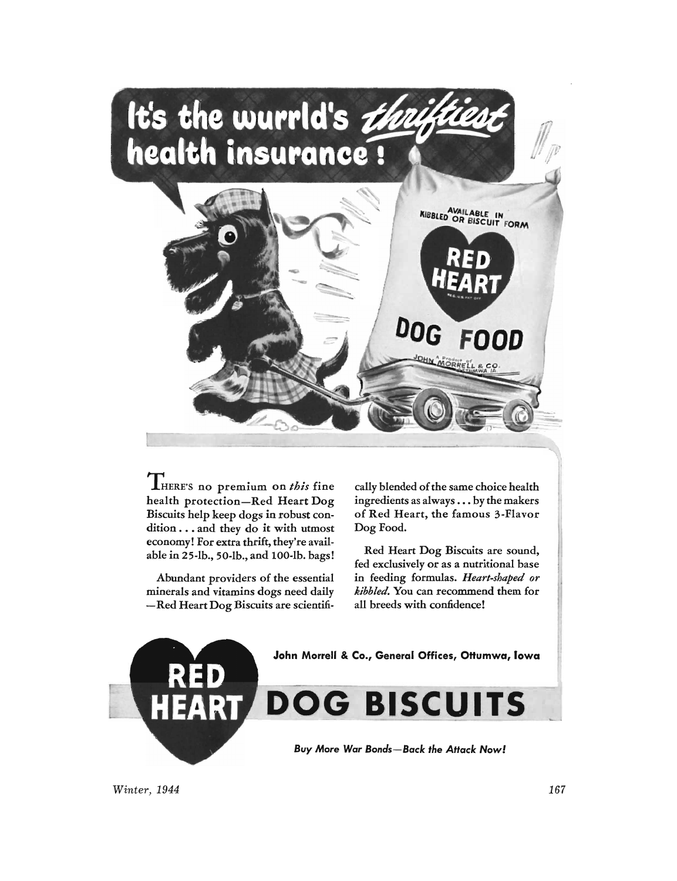# It's the wurrld's *thriftiest* health insurance!

THERE'S no premium on *this* fine health protection—Red Heart Dog Biscuits help keep dogs in robust condition . . . and they do it with utmost economy! For extra thrift, they're available in 25-lb., 50-lb., and 100-lb. bags!

Abundant providers of the essential minerals and vitamins dogs need daily—Red Heart Dog Biscuits are scientifically blended of the same choice health ingredients as always . . . by the makers of Red Heart, the famous 3-Flavor Dog Food.

Red Heart Dog Biscuits are sound, fed exclusively or as a nutritional base in feeding formulas. *Heart-shaped or kibbled.* You can recommend them for all breeds with confidence!

**John Morrell & Co., General Offices, Ottumwa, Iowa**

## RED HEART DOG BISCUITS

***Buy More War Bonds—Back the Attack Now!***

*Winter, 1944*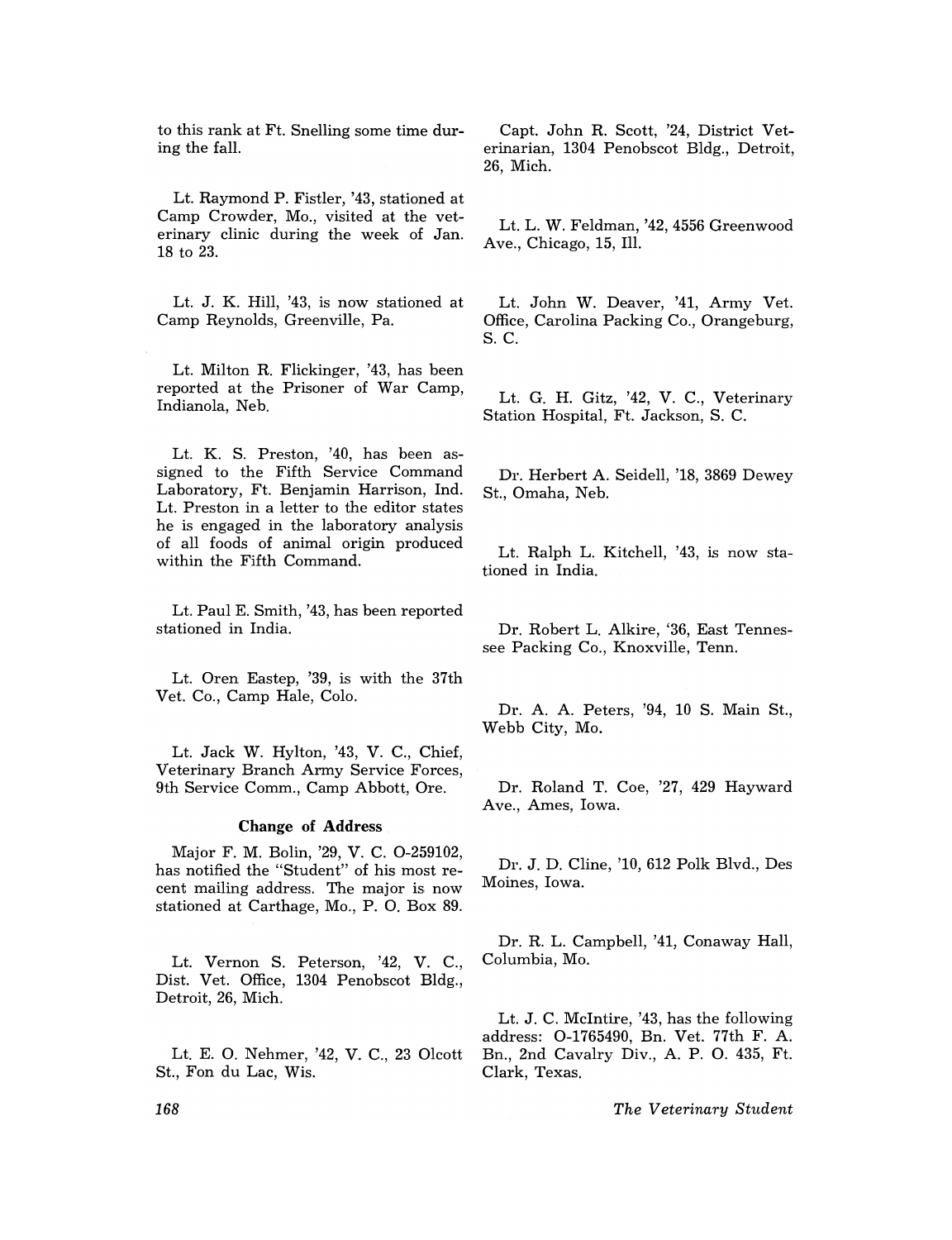to this rank at Ft. Snelling some time during the fall.

Lt. Raymond P. Fistler, '43, stationed at Camp Crowder, Mo., visited at the veterinary clinic during the week of Jan. 18 to 23.

Lt. J. K. Hill, '43, is now stationed at Camp Reynolds, Greenville, Pa.

Lt. Milton R. Flickinger, '43, has been reported at the Prisoner of War Camp, Indianola, Neb.

Lt. K. S. Preston, '40, has been assigned to the Fifth Service Command Laboratory, Ft. Benjamin Harrison, Ind. Lt. Preston in a letter to the editor states he is engaged in the laboratory analysis of all foods of animal origin produced within the Fifth Command.

Lt. Paul E. Smith, '43, has been reported stationed in India.

Lt. Oren Eastep, '39, is with the 37th Vet. Co., Camp Hale, Colo.

Lt. Jack W. Hylton, '43, V. C., Chief, Veterinary Branch Army Service Forces, 9th Service Comm., Camp Abbott, Ore.

### Change of Address

Major F. M. Bolin, '29, V. C. O-259102, has notified the "Student" of his most recent mailing address. The major is now stationed at Carthage, Mo., P. O. Box 89.

Lt. Vernon S. Peterson, '42, V. C., Dist. Vet. Office, 1304 Penobscot Bldg., Detroit, 26, Mich.

Lt. E. O. Nehmer, '42, V. C., 23 Olcott St., Fon du Lac, Wis.

Capt. John R. Scott, '24, District Veterinarian, 1304 Penobscot Bldg., Detroit, 26, Mich.

Lt. L. W. Feldman, '42, 4556 Greenwood Ave., Chicago, 15, Ill.

Lt. John W. Deaver, '41, Army Vet. Office, Carolina Packing Co., Orangeburg, S. C.

Lt. G. H. Gitz, '42, V. C., Veterinary Station Hospital, Ft. Jackson, S. C.

Dr. Herbert A. Seidell, '18, 3869 Dewey St., Omaha, Neb.

Lt. Ralph L. Kitchell, '43, is now stationed in India.

Dr. Robert L. Alkire, '36, East Tennessee Packing Co., Knoxville, Tenn.

Dr. A. A. Peters, '94, 10 S. Main St., Webb City, Mo.

Dr. Roland T. Coe, '27, 429 Hayward Ave., Ames, Iowa.

Dr. J. D. Cline, '10, 612 Polk Blvd., Des Moines, Iowa.

Dr. R. L. Campbell, '41, Conaway Hall, Columbia, Mo.

Lt. J. C. McIntire, '43, has the following address: O-1765490, Bn. Vet. 77th F. A. Bn., 2nd Cavalry Div., A. P. O. 435, Ft. Clark, Texas.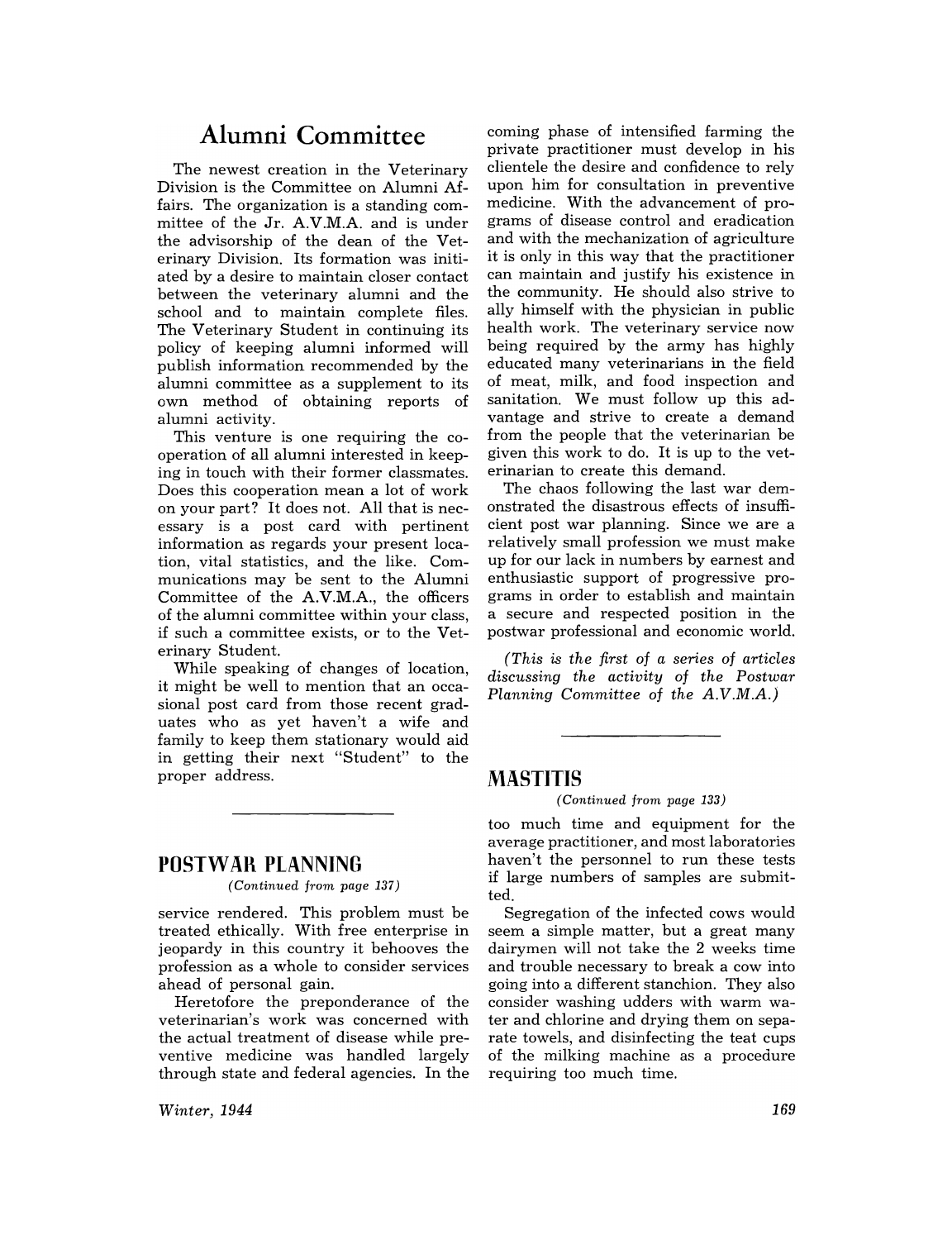## Alumni Committee

The newest creation in the Veterinary Division is the Committee on Alumni Affairs. The organization is a standing committee of the Jr. A.V.M.A. and is under the advisorship of the dean of the Veterinary Division. Its formation was initiated by a desire to maintain closer contact between the veterinary alumni and the school and to maintain complete files. The Veterinary Student in continuing its policy of keeping alumni informed will publish information recommended by the alumni committee as a supplement to its own method of obtaining reports of alumni activity.

This venture is one requiring the cooperation of all alumni interested in keeping in touch with their former classmates. Does this cooperation mean a lot of work on your part? It does not. All that is necessary is a post card with pertinent information as regards your present location, vital statistics, and the like. Communications may be sent to the Alumni Committee of the A.V.M.A., the officers of the alumni committee within your class, if such a committee exists, or to the Veterinary Student.

While speaking of changes of location, it might be well to mention that an occasional post card from those recent graduates who as yet haven't a wife and family to keep them stationary would aid in getting their next "Student" to the proper address.

## POSTWAR PLANNING

*(Continued from page 137)*

service rendered. This problem must be treated ethically. With free enterprise in jeopardy in this country it behooves the profession as a whole to consider services ahead of personal gain.

Heretofore the preponderance of the veterinarian's work was concerned with the actual treatment of disease while preventive medicine was handled largely through state and federal agencies. In the coming phase of intensified farming the private practitioner must develop in his clientele the desire and confidence to rely upon him for consultation in preventive medicine. With the advancement of programs of disease control and eradication and with the mechanization of agriculture it is only in this way that the practitioner can maintain and justify his existence in the community. He should also strive to ally himself with the physician in public health work. The veterinary service now being required by the army has highly educated many veterinarians in the field of meat, milk, and food inspection and sanitation. We must follow up this advantage and strive to create a demand from the people that the veterinarian be given this work to do. It is up to the veterinarian to create this demand.

The chaos following the last war demonstrated the disastrous effects of insufficient post war planning. Since we are a relatively small profession we must make up for our lack in numbers by earnest and enthusiastic support of progressive programs in order to establish and maintain a secure and respected position in the postwar professional and economic world.

*(This is the first of a series of articles discussing the activity of the Postwar Planning Committee of the A.V.M.A.)*

## MASTITIS

*(Continued from page 133)*

too much time and equipment for the average practitioner, and most laboratories haven't the personnel to run these tests if large numbers of samples are submitted.

Segregation of the infected cows would seem a simple matter, but a great many dairymen will not take the 2 weeks time and trouble necessary to break a cow into going into a different stanchion. They also consider washing udders with warm water and chlorine and drying them on separate towels, and disinfecting the teat cups of the milking machine as a procedure requiring too much time.